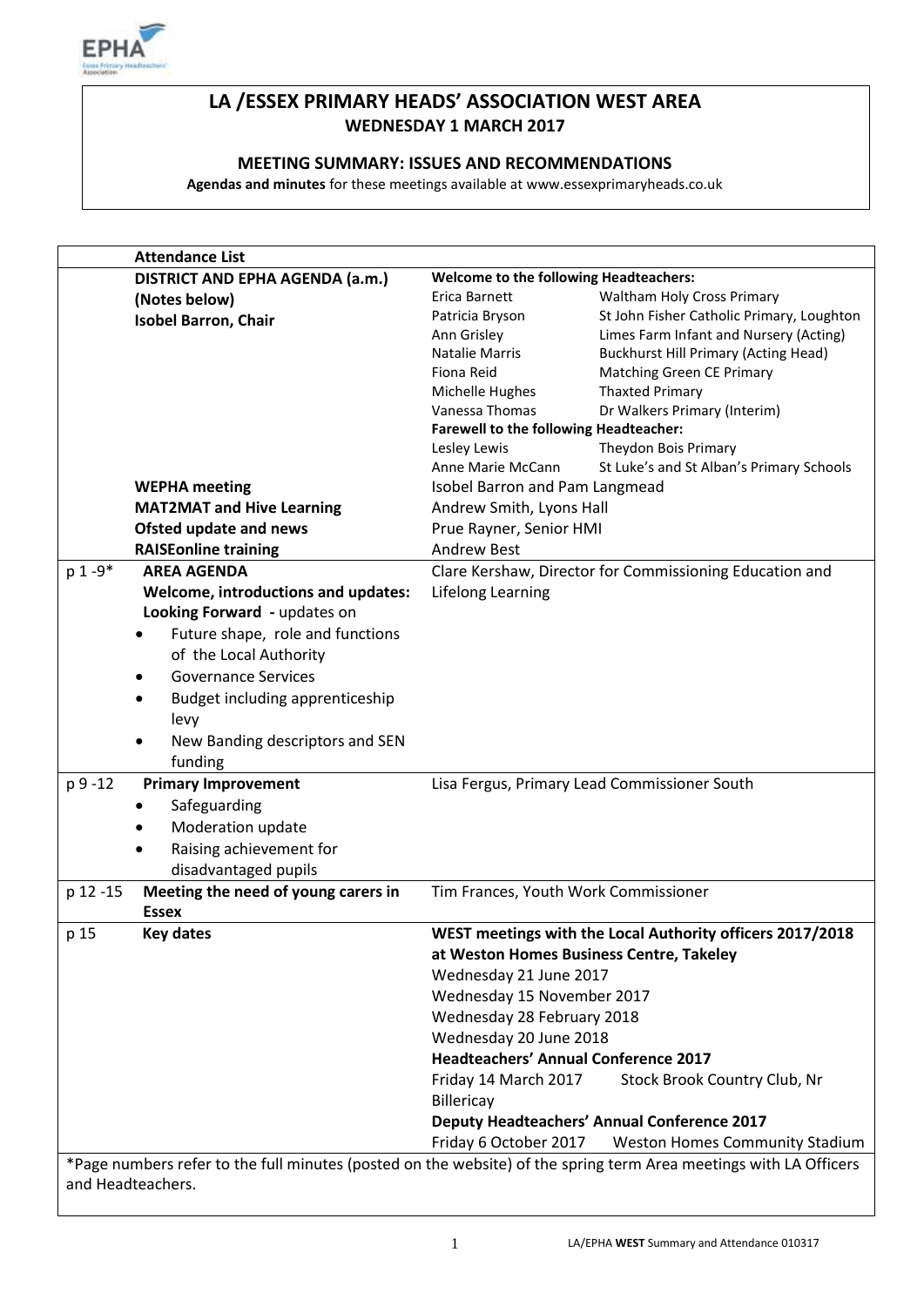# LA /ESSEX PRIMARY HEADS' ASSOCIATION WEST AREA

## WEDNESDAY 1 MARCH 2017

### MEETING SUMMARY: ISSUES AND RECOMMENDATIONS

**Agendas and minutes** for these meetings available at www.essexprimaryheads.co.uk

| | Attendance List | | |
|---|---|---|---|
| | **DISTRICT AND EPHA AGENDA (a.m.)** **(Notes below)** **Isobel Barron, Chair** | **Welcome to the following Headteachers:** | |
| | | Erica Barnett | Waltham Holy Cross Primary |
| | | Patricia Bryson | St John Fisher Catholic Primary, Loughton |
| | | Ann Grisley | Limes Farm Infant and Nursery (Acting) |
| | | Natalie Marris | Buckhurst Hill Primary (Acting Head) |
| | | Fiona Reid | Matching Green CE Primary |
| | | Michelle Hughes | Thaxted Primary |
| | | Vanessa Thomas | Dr Walkers Primary (Interim) |
| | | **Farewell to the following Headteacher:** | |
| | | Lesley Lewis | Theydon Bois Primary |
| | | Anne Marie McCann | St Luke's and St Alban's Primary Schools |
| | **WEPHA meeting** | Isobel Barron and Pam Langmead | |
| | **MAT2MAT and Hive Learning** | Andrew Smith, Lyons Hall | |
| | **Ofsted update and news** | Prue Rayner, Senior HMI | |
| | **RAISEonline training** | Andrew Best | |
| p 1 -9* | **AREA AGENDA** **Welcome, introductions and updates:** **Looking Forward** - updates on<br>• Future shape, role and functions of the Local Authority<br>• Governance Services<br>• Budget including apprenticeship levy<br>• New Banding descriptors and SEN funding | Clare Kershaw, Director for Commissioning Education and Lifelong Learning | |
| p 9 -12 | **Primary Improvement**<br>• Safeguarding<br>• Moderation update<br>• Raising achievement for disadvantaged pupils | Lisa Fergus, Primary Lead Commissioner South | |
| p 12 -15 | **Meeting the need of young carers in Essex** | Tim Frances, Youth Work Commissioner | |
| p 15 | **Key dates** | **WEST meetings with the Local Authority officers 2017/2018 at Weston Homes Business Centre, Takeley**<br>Wednesday 21 June 2017<br>Wednesday 15 November 2017<br>Wednesday 28 February 2018<br>Wednesday 20 June 2018<br>**Headteachers' Annual Conference 2017**<br>Friday 14 March 2017 Stock Brook Country Club, Nr Billericay<br>**Deputy Headteachers' Annual Conference 2017**<br>Friday 6 October 2017 Weston Homes Community Stadium | |

*Page numbers refer to the full minutes (posted on the website) of the spring term Area meetings with LA Officers and Headteachers.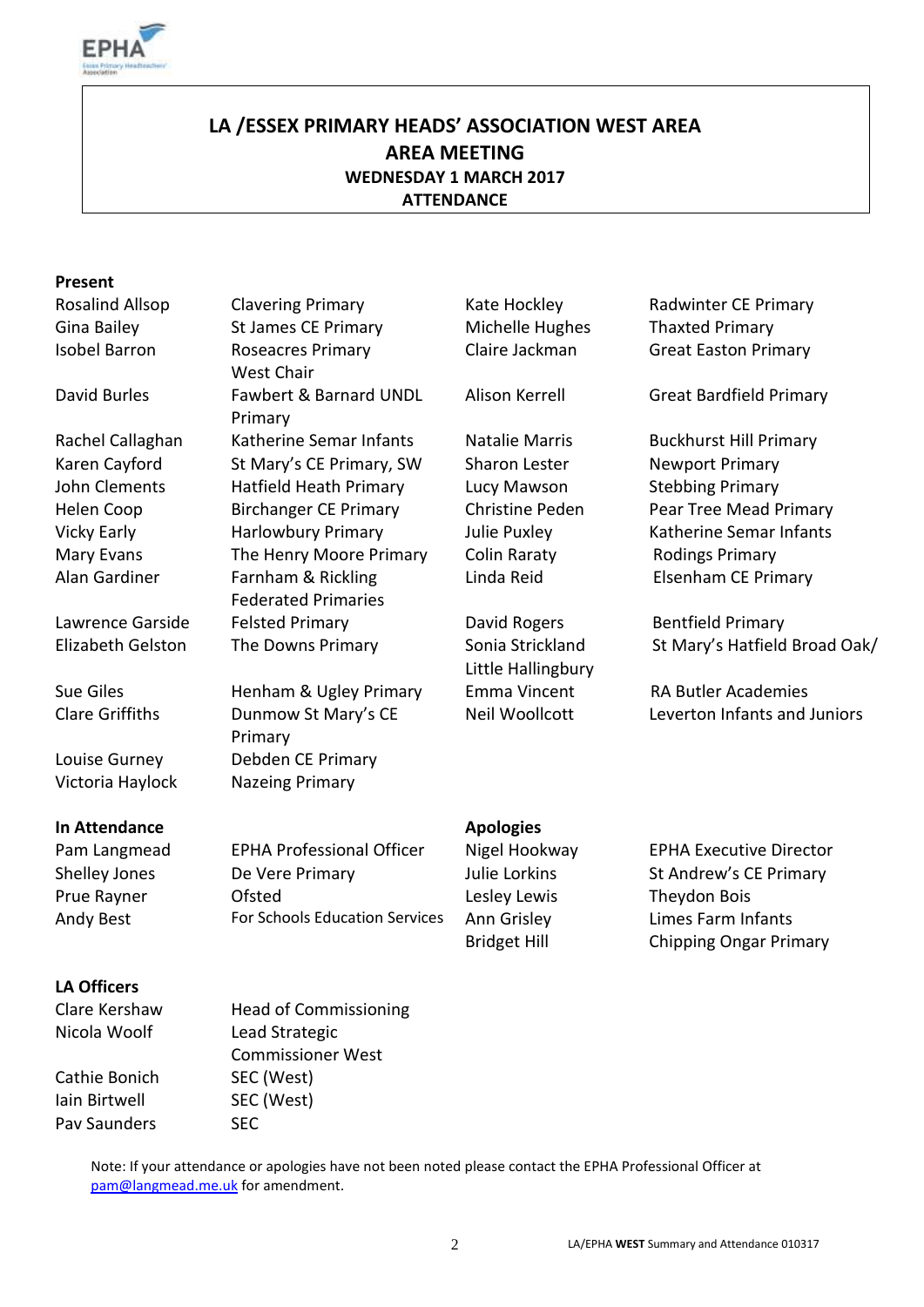**LA /ESSEX PRIMARY HEADS' ASSOCIATION WEST AREA**
**AREA MEETING**
**WEDNESDAY 1 MARCH 2017**
**ATTENDANCE**

**Present**

| | | | |
|---|---|---|---|
| Rosalind Allsop | Clavering Primary | Kate Hockley | Radwinter CE Primary |
| Gina Bailey | St James CE Primary | Michelle Hughes | Thaxted Primary |
| Isobel Barron | Roseacres Primary West Chair | Claire Jackman | Great Easton Primary |
| David Burles | Fawbert & Barnard UNDL Primary | Alison Kerrell | Great Bardfield Primary |
| Rachel Callaghan | Katherine Semar Infants | Natalie Marris | Buckhurst Hill Primary |
| Karen Cayford | St Mary's CE Primary, SW | Sharon Lester | Newport Primary |
| John Clements | Hatfield Heath Primary | Lucy Mawson | Stebbing Primary |
| Helen Coop | Birchanger CE Primary | Christine Peden | Pear Tree Mead Primary |
| Vicky Early | Harlowbury Primary | Julie Puxley | Katherine Semar Infants |
| Mary Evans | The Henry Moore Primary | Colin Raraty | Rodings Primary |
| Alan Gardiner | Farnham & Rickling Federated Primaries | Linda Reid | Elsenham CE Primary |
| Lawrence Garside | Felsted Primary | David Rogers | Bentfield Primary |
| Elizabeth Gelston | The Downs Primary | Sonia Strickland | St Mary's Hatfield Broad Oak/ Little Hallingbury |
| Sue Giles | Henham & Ugley Primary | Emma Vincent | RA Butler Academies |
| Clare Griffiths | Dunmow St Mary's CE Primary | Neil Woollcott | Leverton Infants and Juniors |
| Louise Gurney | Debden CE Primary | | |
| Victoria Haylock | Nazeing Primary | | |

**In Attendance**

| | |
|---|---|
| Pam Langmead | EPHA Professional Officer |
| Shelley Jones | De Vere Primary |
| Prue Rayner | Ofsted |
| Andy Best | For Schools Education Services |

**Apologies**

| | |
|---|---|
| Nigel Hookway | EPHA Executive Director |
| Julie Lorkins | St Andrew's CE Primary |
| Lesley Lewis | Theydon Bois |
| Ann Grisley | Limes Farm Infants |
| Bridget Hill | Chipping Ongar Primary |

**LA Officers**

| | |
|---|---|
| Clare Kershaw | Head of Commissioning |
| Nicola Woolf | Lead Strategic Commissioner West |
| Cathie Bonich | SEC (West) |
| Iain Birtwell | SEC (West) |
| Pav Saunders | SEC |

Note: If your attendance or apologies have not been noted please contact the EPHA Professional Officer at pam@langmead.me.uk for amendment.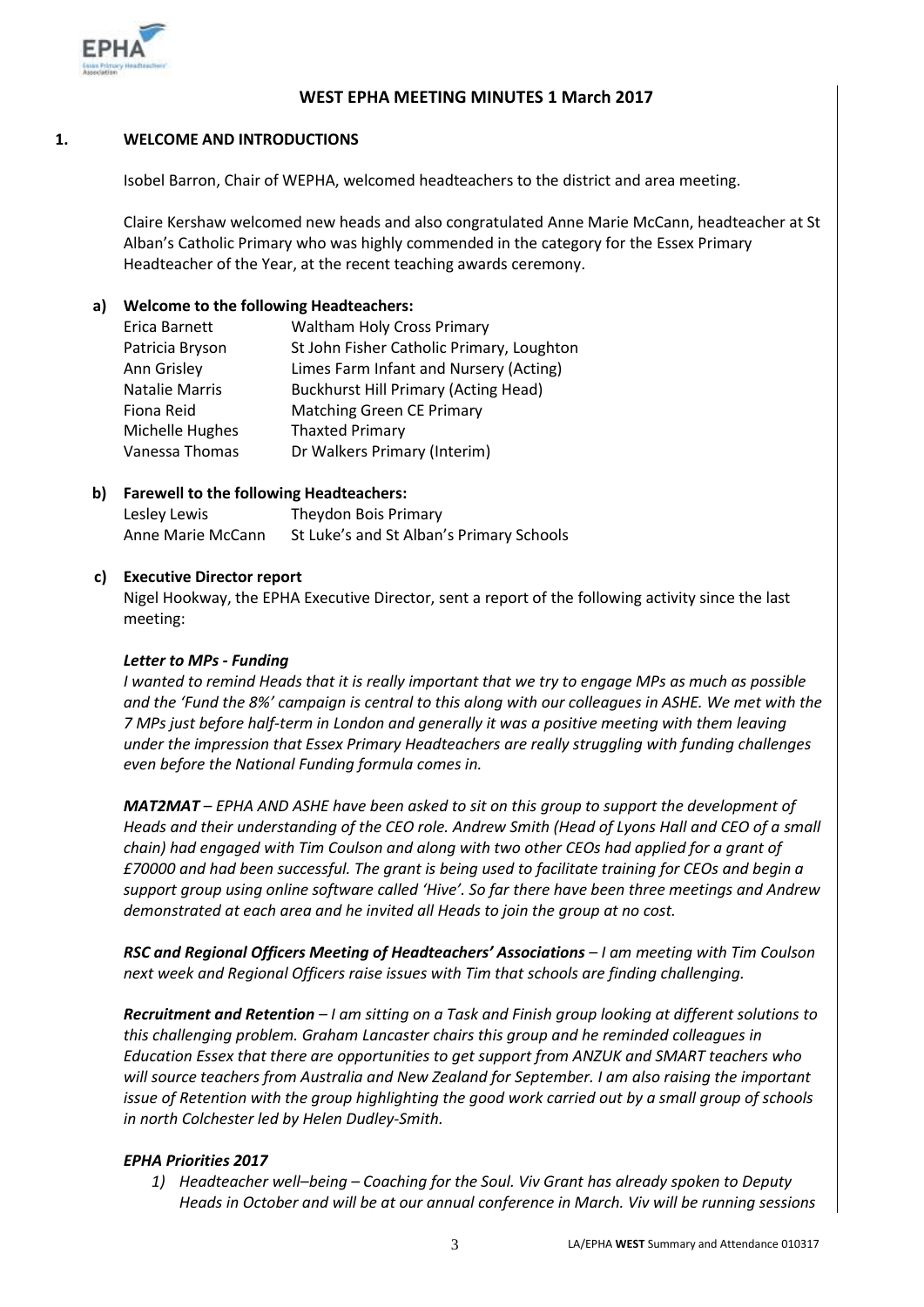# WEST EPHA MEETING MINUTES 1 March 2017

## 1. WELCOME AND INTRODUCTIONS

Isobel Barron, Chair of WEPHA, welcomed headteachers to the district and area meeting.

Claire Kershaw welcomed new heads and also congratulated Anne Marie McCann, headteacher at St Alban's Catholic Primary who was highly commended in the category for the Essex Primary Headteacher of the Year, at the recent teaching awards ceremony.

### a) Welcome to the following Headteachers:

| | |
|---|---|
| Erica Barnett | Waltham Holy Cross Primary |
| Patricia Bryson | St John Fisher Catholic Primary, Loughton |
| Ann Grisley | Limes Farm Infant and Nursery (Acting) |
| Natalie Marris | Buckhurst Hill Primary (Acting Head) |
| Fiona Reid | Matching Green CE Primary |
| Michelle Hughes | Thaxted Primary |
| Vanessa Thomas | Dr Walkers Primary (Interim) |

### b) Farewell to the following Headteachers:

| | |
|---|---|
| Lesley Lewis | Theydon Bois Primary |
| Anne Marie McCann | St Luke's and St Alban's Primary Schools |

### c) Executive Director report

Nigel Hookway, the EPHA Executive Director, sent a report of the following activity since the last meeting:

***Letter to MPs - Funding***

*I wanted to remind Heads that it is really important that we try to engage MPs as much as possible and the 'Fund the 8%' campaign is central to this along with our colleagues in ASHE. We met with the 7 MPs just before half-term in London and generally it was a positive meeting with them leaving under the impression that Essex Primary Headteachers are really struggling with funding challenges even before the National Funding formula comes in.*

***MAT2MAT*** *– EPHA AND ASHE have been asked to sit on this group to support the development of Heads and their understanding of the CEO role. Andrew Smith (Head of Lyons Hall and CEO of a small chain) had engaged with Tim Coulson and along with two other CEOs had applied for a grant of £70000 and had been successful. The grant is being used to facilitate training for CEOs and begin a support group using online software called 'Hive'. So far there have been three meetings and Andrew demonstrated at each area and he invited all Heads to join the group at no cost.*

***RSC and Regional Officers Meeting of Headteachers' Associations*** *– I am meeting with Tim Coulson next week and Regional Officers raise issues with Tim that schools are finding challenging.*

***Recruitment and Retention*** *– I am sitting on a Task and Finish group looking at different solutions to this challenging problem. Graham Lancaster chairs this group and he reminded colleagues in Education Essex that there are opportunities to get support from ANZUK and SMART teachers who will source teachers from Australia and New Zealand for September. I am also raising the important issue of Retention with the group highlighting the good work carried out by a small group of schools in north Colchester led by Helen Dudley-Smith.*

***EPHA Priorities 2017***

1) *Headteacher well–being – Coaching for the Soul. Viv Grant has already spoken to Deputy Heads in October and will be at our annual conference in March. Viv will be running sessions*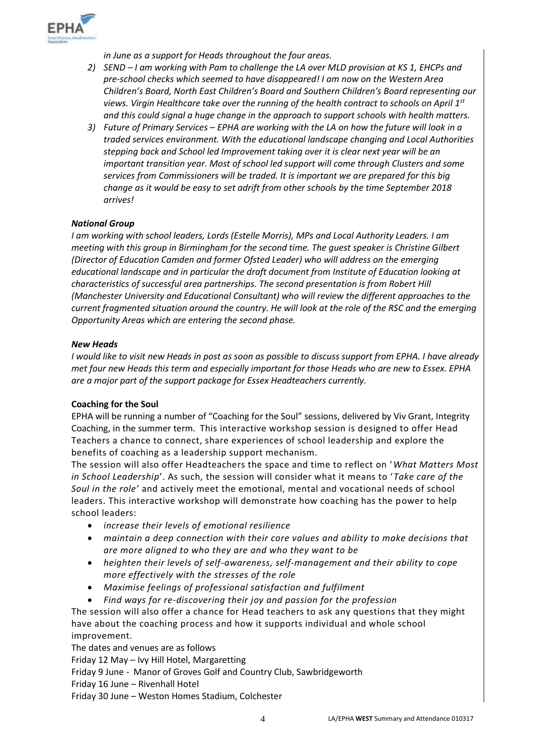*in June as a support for Heads throughout the four areas.*

2) *SEND – I am working with Pam to challenge the LA over MLD provision at KS 1, EHCPs and pre-school checks which seemed to have disappeared! I am now on the Western Area Children's Board, North East Children's Board and Southern Children's Board representing our views. Virgin Healthcare take over the running of the health contract to schools on April 1st and this could signal a huge change in the approach to support schools with health matters.*
3) *Future of Primary Services – EPHA are working with the LA on how the future will look in a traded services environment. With the educational landscape changing and Local Authorities stepping back and School led Improvement taking over it is clear next year will be an important transition year. Most of school led support will come through Clusters and some services from Commissioners will be traded. It is important we are prepared for this big change as it would be easy to set adrift from other schools by the time September 2018 arrives!*

***National Group***

*I am working with school leaders, Lords (Estelle Morris), MPs and Local Authority Leaders. I am meeting with this group in Birmingham for the second time. The guest speaker is Christine Gilbert (Director of Education Camden and former Ofsted Leader) who will address on the emerging educational landscape and in particular the draft document from Institute of Education looking at characteristics of successful area partnerships. The second presentation is from Robert Hill (Manchester University and Educational Consultant) who will review the different approaches to the current fragmented situation around the country. He will look at the role of the RSC and the emerging Opportunity Areas which are entering the second phase.*

***New Heads***

*I would like to visit new Heads in post as soon as possible to discuss support from EPHA. I have already met four new Heads this term and especially important for those Heads who are new to Essex. EPHA are a major part of the support package for Essex Headteachers currently.*

**Coaching for the Soul**

EPHA will be running a number of "Coaching for the Soul" sessions, delivered by Viv Grant, Integrity Coaching, in the summer term. This interactive workshop session is designed to offer Head Teachers a chance to connect, share experiences of school leadership and explore the benefits of coaching as a leadership support mechanism.

The session will also offer Headteachers the space and time to reflect on '*What Matters Most in School Leadership*'. As such, the session will consider what it means to '*Take care of the Soul in the role'* and actively meet the emotional, mental and vocational needs of school leaders. This interactive workshop will demonstrate how coaching has the power to help school leaders:

- *increase their levels of emotional resilience*
- *maintain a deep connection with their core values and ability to make decisions that are more aligned to who they are and who they want to be*
- *heighten their levels of self-awareness, self-management and their ability to cope more effectively with the stresses of the role*
- *Maximise feelings of professional satisfaction and fulfilment*
- *Find ways for re-discovering their joy and passion for the profession*

The session will also offer a chance for Head teachers to ask any questions that they might have about the coaching process and how it supports individual and whole school improvement.

The dates and venues are as follows

Friday 12 May – Ivy Hill Hotel, Margaretting

Friday 9 June - Manor of Groves Golf and Country Club, Sawbridgeworth

Friday 16 June – Rivenhall Hotel

Friday 30 June – Weston Homes Stadium, Colchester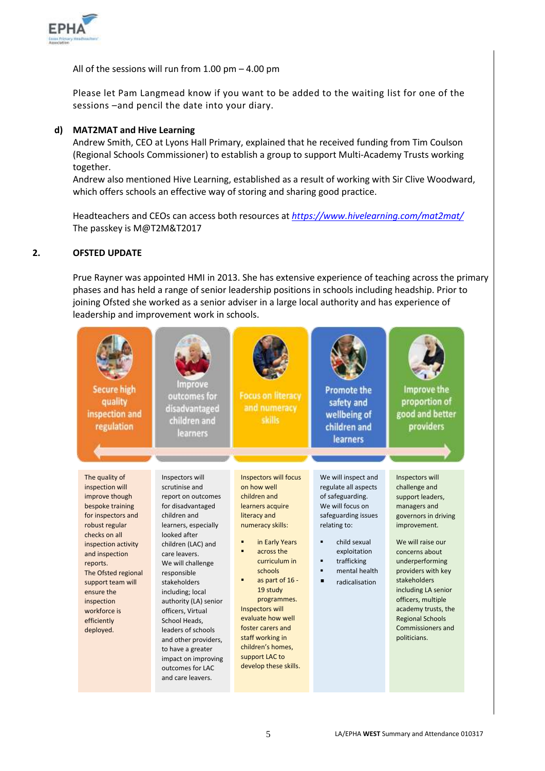All of the sessions will run from 1.00 pm – 4.00 pm

Please let Pam Langmead know if you want to be added to the waiting list for one of the sessions –and pencil the date into your diary.

**d) MAT2MAT and Hive Learning**

Andrew Smith, CEO at Lyons Hall Primary, explained that he received funding from Tim Coulson (Regional Schools Commissioner) to establish a group to support Multi-Academy Trusts working together.

Andrew also mentioned Hive Learning, established as a result of working with Sir Clive Woodward, which offers schools an effective way of storing and sharing good practice.

Headteachers and CEOs can access both resources at *https://www.hivelearning.com/mat2mat/*

The passkey is M@T2M&T2017

## 2. OFSTED UPDATE

Prue Rayner was appointed HMI in 2013. She has extensive experience of teaching across the primary phases and has held a range of senior leadership positions in schools including headship. Prior to joining Ofsted she worked as a senior adviser in a large local authority and has experience of leadership and improvement work in schools.

| Secure high quality inspection and regulation | Improve outcomes for disadvantaged children and learners | Focus on literacy and numeracy skills | Promote the safety and wellbeing of children and learners | Improve the proportion of good and better providers |
|---|---|---|---|---|
| The quality of inspection will improve though bespoke training for inspectors and robust regular checks on all inspection activity and inspection reports.<br>The Ofsted regional support team will ensure the inspection workforce is efficiently deployed. | Inspectors will scrutinise and report on outcomes for disadvantaged children and learners, especially looked after children (LAC) and care leavers.<br>We will challenge responsible stakeholders including; local authority (LA) senior officers, Virtual School Heads, leaders of schools and other providers, to have a greater impact on improving outcomes for LAC and care leavers. | Inspectors will focus on how well children and learners acquire literacy and numeracy skills:<br>▪ in Early Years<br>▪ across the curriculum in schools<br>▪ as part of 16 - 19 study programmes.<br>Inspectors will evaluate how well foster carers and staff working in children's homes, support LAC to develop these skills. | We will inspect and regulate all aspects of safeguarding. We will focus on safeguarding issues relating to:<br>▪ child sexual exploitation<br>▪ trafficking<br>▪ mental health<br>▪ radicalisation | Inspectors will challenge and support leaders, managers and governors in driving improvement.<br>We will raise our concerns about underperforming providers with key stakeholders including LA senior officers, multiple academy trusts, the Regional Schools Commissioners and politicians. |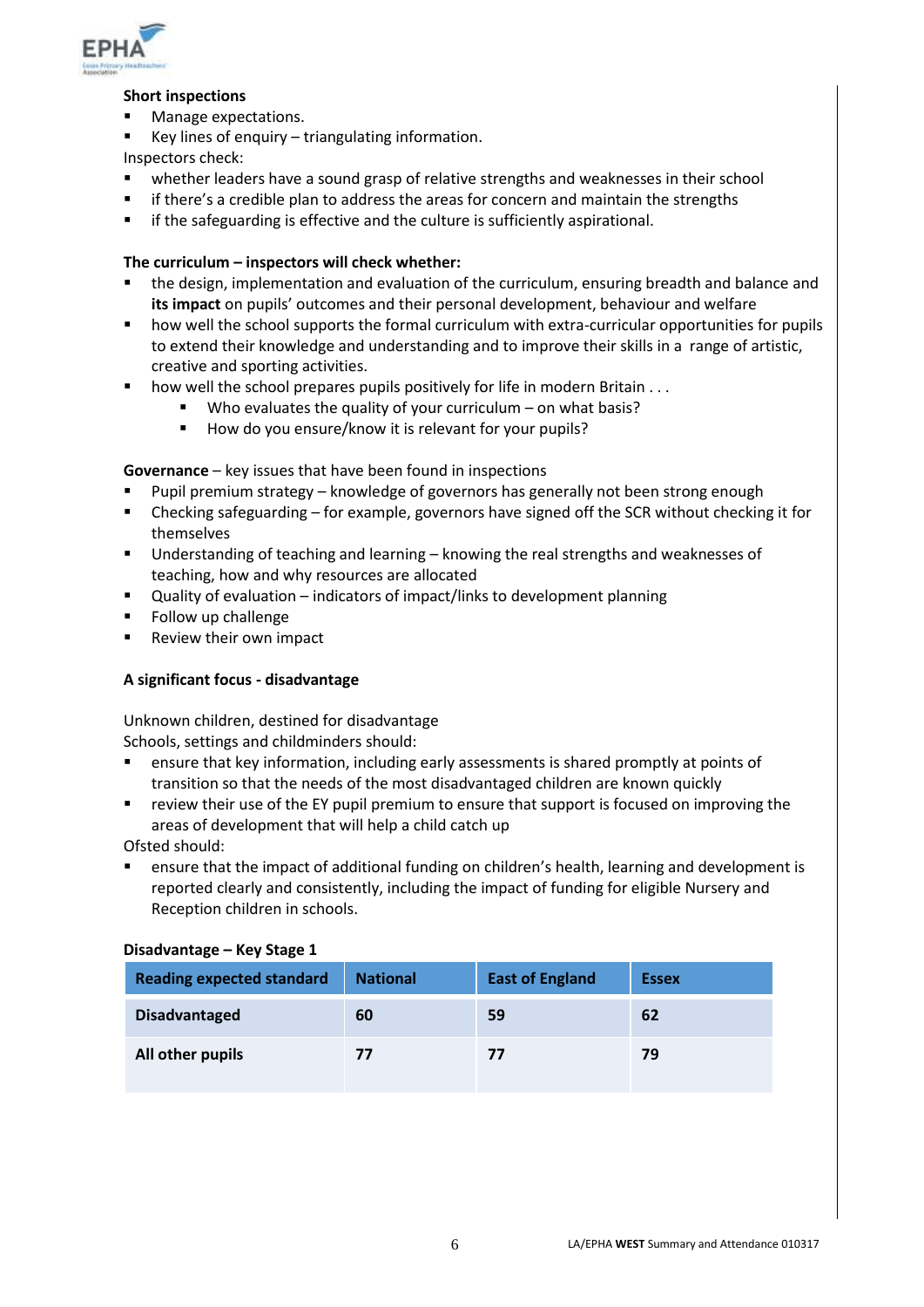**Short inspections**

- Manage expectations.
- Key lines of enquiry – triangulating information.

Inspectors check:

- whether leaders have a sound grasp of relative strengths and weaknesses in their school
- if there's a credible plan to address the areas for concern and maintain the strengths
- if the safeguarding is effective and the culture is sufficiently aspirational.

**The curriculum – inspectors will check whether:**

- the design, implementation and evaluation of the curriculum, ensuring breadth and balance and **its impact** on pupils' outcomes and their personal development, behaviour and welfare
- how well the school supports the formal curriculum with extra-curricular opportunities for pupils to extend their knowledge and understanding and to improve their skills in a range of artistic, creative and sporting activities.
- how well the school prepares pupils positively for life in modern Britain . . .
    - Who evaluates the quality of your curriculum – on what basis?
    - How do you ensure/know it is relevant for your pupils?

**Governance** – key issues that have been found in inspections

- Pupil premium strategy – knowledge of governors has generally not been strong enough
- Checking safeguarding – for example, governors have signed off the SCR without checking it for themselves
- Understanding of teaching and learning – knowing the real strengths and weaknesses of teaching, how and why resources are allocated
- Quality of evaluation – indicators of impact/links to development planning
- Follow up challenge
- Review their own impact

**A significant focus - disadvantage**

Unknown children, destined for disadvantage

Schools, settings and childminders should:

- ensure that key information, including early assessments is shared promptly at points of transition so that the needs of the most disadvantaged children are known quickly
- review their use of the EY pupil premium to ensure that support is focused on improving the areas of development that will help a child catch up

Ofsted should:

- ensure that the impact of additional funding on children's health, learning and development is reported clearly and consistently, including the impact of funding for eligible Nursery and Reception children in schools.

**Disadvantage – Key Stage 1**

| Reading expected standard | National | East of England | Essex |
|---|---|---|---|
| **Disadvantaged** | **60** | **59** | **62** |
| **All other pupils** | **77** | **77** | **79** |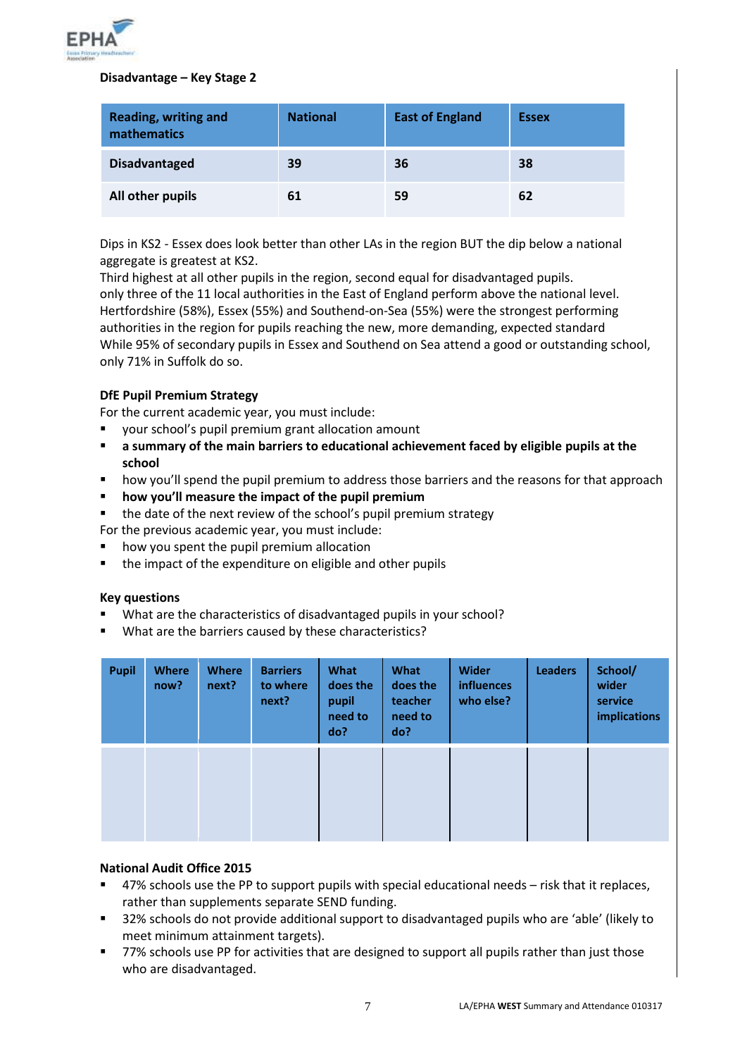**Disadvantage – Key Stage 2**

| Reading, writing and mathematics | National | East of England | Essex |
|---|---|---|---|
| **Disadvantaged** | **39** | **36** | **38** |
| **All other pupils** | **61** | **59** | **62** |

Dips in KS2 - Essex does look better than other LAs in the region BUT the dip below a national aggregate is greatest at KS2.
Third highest at all other pupils in the region, second equal for disadvantaged pupils.
only three of the 11 local authorities in the East of England perform above the national level. Hertfordshire (58%), Essex (55%) and Southend-on-Sea (55%) were the strongest performing authorities in the region for pupils reaching the new, more demanding, expected standard
While 95% of secondary pupils in Essex and Southend on Sea attend a good or outstanding school, only 71% in Suffolk do so.

**DfE Pupil Premium Strategy**

For the current academic year, you must include:

- your school's pupil premium grant allocation amount
- **a summary of the main barriers to educational achievement faced by eligible pupils at the school**
- how you'll spend the pupil premium to address those barriers and the reasons for that approach
- **how you'll measure the impact of the pupil premium**
- the date of the next review of the school's pupil premium strategy

For the previous academic year, you must include:

- how you spent the pupil premium allocation
- the impact of the expenditure on eligible and other pupils

**Key questions**

- What are the characteristics of disadvantaged pupils in your school?
- What are the barriers caused by these characteristics?

| Pupil | Where now? | Where next? | Barriers to where next? | What does the pupil need to do? | What does the teacher need to do? | Wider influences who else? | Leaders | School/ wider service implications |
|---|---|---|---|---|---|---|---|---|
| | | | | | | | | |

**National Audit Office 2015**

- 47% schools use the PP to support pupils with special educational needs – risk that it replaces, rather than supplements separate SEND funding.
- 32% schools do not provide additional support to disadvantaged pupils who are 'able' (likely to meet minimum attainment targets).
- 77% schools use PP for activities that are designed to support all pupils rather than just those who are disadvantaged.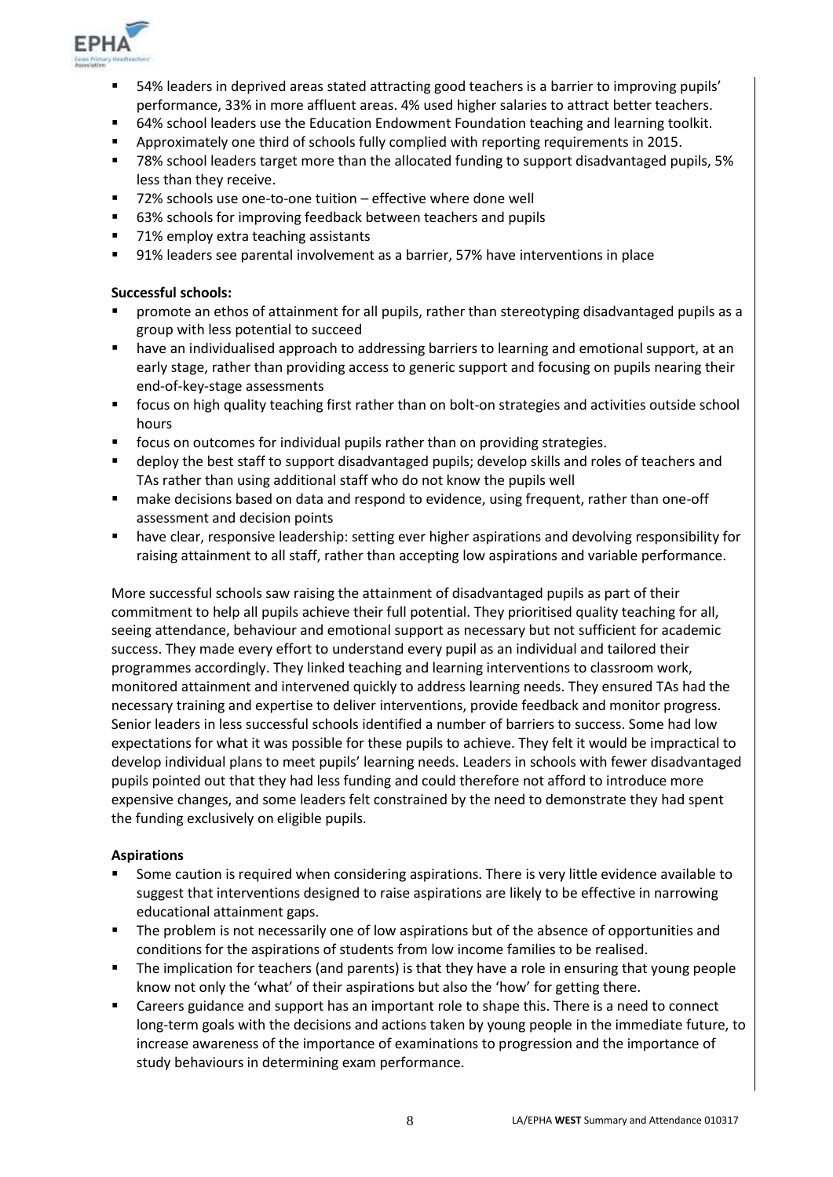- 54% leaders in deprived areas stated attracting good teachers is a barrier to improving pupils' performance, 33% in more affluent areas. 4% used higher salaries to attract better teachers.
- 64% school leaders use the Education Endowment Foundation teaching and learning toolkit.
- Approximately one third of schools fully complied with reporting requirements in 2015.
- 78% school leaders target more than the allocated funding to support disadvantaged pupils, 5% less than they receive.
- 72% schools use one-to-one tuition – effective where done well
- 63% schools for improving feedback between teachers and pupils
- 71% employ extra teaching assistants
- 91% leaders see parental involvement as a barrier, 57% have interventions in place

**Successful schools:**

- promote an ethos of attainment for all pupils, rather than stereotyping disadvantaged pupils as a group with less potential to succeed
- have an individualised approach to addressing barriers to learning and emotional support, at an early stage, rather than providing access to generic support and focusing on pupils nearing their end-of-key-stage assessments
- focus on high quality teaching first rather than on bolt-on strategies and activities outside school hours
- focus on outcomes for individual pupils rather than on providing strategies.
- deploy the best staff to support disadvantaged pupils; develop skills and roles of teachers and TAs rather than using additional staff who do not know the pupils well
- make decisions based on data and respond to evidence, using frequent, rather than one-off assessment and decision points
- have clear, responsive leadership: setting ever higher aspirations and devolving responsibility for raising attainment to all staff, rather than accepting low aspirations and variable performance.

More successful schools saw raising the attainment of disadvantaged pupils as part of their commitment to help all pupils achieve their full potential. They prioritised quality teaching for all, seeing attendance, behaviour and emotional support as necessary but not sufficient for academic success. They made every effort to understand every pupil as an individual and tailored their programmes accordingly. They linked teaching and learning interventions to classroom work, monitored attainment and intervened quickly to address learning needs. They ensured TAs had the necessary training and expertise to deliver interventions, provide feedback and monitor progress. Senior leaders in less successful schools identified a number of barriers to success. Some had low expectations for what it was possible for these pupils to achieve. They felt it would be impractical to develop individual plans to meet pupils' learning needs. Leaders in schools with fewer disadvantaged pupils pointed out that they had less funding and could therefore not afford to introduce more expensive changes, and some leaders felt constrained by the need to demonstrate they had spent the funding exclusively on eligible pupils.

**Aspirations**

- Some caution is required when considering aspirations. There is very little evidence available to suggest that interventions designed to raise aspirations are likely to be effective in narrowing educational attainment gaps.
- The problem is not necessarily one of low aspirations but of the absence of opportunities and conditions for the aspirations of students from low income families to be realised.
- The implication for teachers (and parents) is that they have a role in ensuring that young people know not only the 'what' of their aspirations but also the 'how' for getting there.
- Careers guidance and support has an important role to shape this. There is a need to connect long-term goals with the decisions and actions taken by young people in the immediate future, to increase awareness of the importance of examinations to progression and the importance of study behaviours in determining exam performance.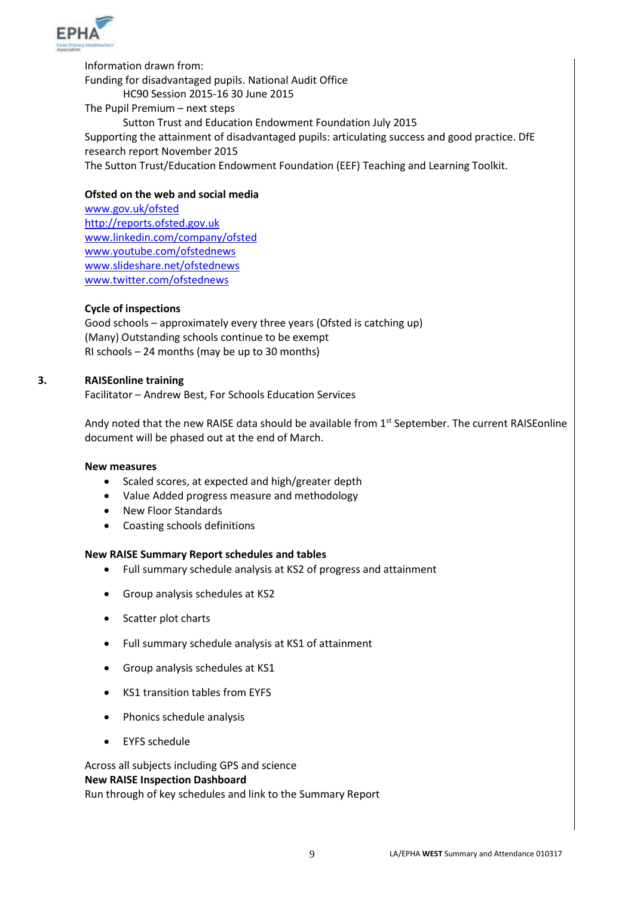Information drawn from:

Funding for disadvantaged pupils. National Audit Office

HC90 Session 2015-16 30 June 2015

The Pupil Premium – next steps

Sutton Trust and Education Endowment Foundation July 2015

Supporting the attainment of disadvantaged pupils: articulating success and good practice. DfE research report November 2015

The Sutton Trust/Education Endowment Foundation (EEF) Teaching and Learning Toolkit.

**Ofsted on the web and social media**

www.gov.uk/ofsted
http://reports.ofsted.gov.uk
www.linkedin.com/company/ofsted
www.youtube.com/ofstednews
www.slideshare.net/ofstednews
www.twitter.com/ofstednews

**Cycle of inspections**

Good schools – approximately every three years (Ofsted is catching up)
(Many) Outstanding schools continue to be exempt
RI schools – 24 months (may be up to 30 months)

## 3. RAISEonline training

Facilitator – Andrew Best, For Schools Education Services

Andy noted that the new RAISE data should be available from 1st September. The current RAISEonline document will be phased out at the end of March.

**New measures**

- Scaled scores, at expected and high/greater depth
- Value Added progress measure and methodology
- New Floor Standards
- Coasting schools definitions

**New RAISE Summary Report schedules and tables**

- Full summary schedule analysis at KS2 of progress and attainment
- Group analysis schedules at KS2
- Scatter plot charts
- Full summary schedule analysis at KS1 of attainment
- Group analysis schedules at KS1
- KS1 transition tables from EYFS
- Phonics schedule analysis
- EYFS schedule

Across all subjects including GPS and science

**New RAISE Inspection Dashboard**

Run through of key schedules and link to the Summary Report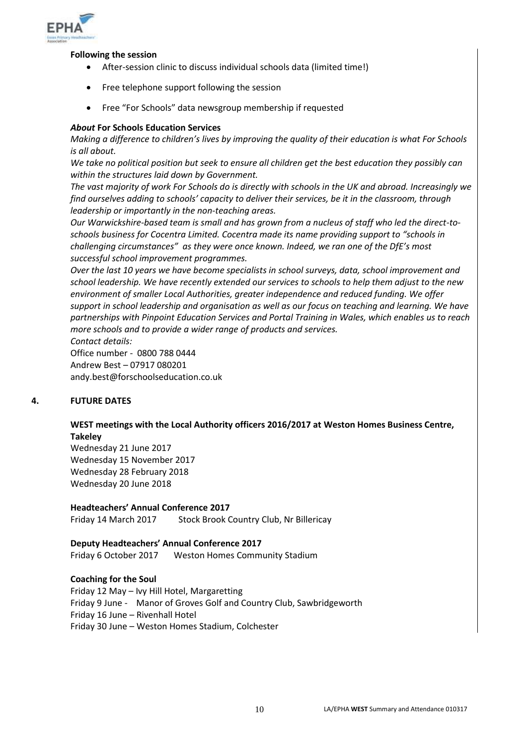**Following the session**

- After-session clinic to discuss individual schools data (limited time!)
- Free telephone support following the session
- Free "For Schools" data newsgroup membership if requested

***About* For Schools Education Services**

*Making a difference to children's lives by improving the quality of their education is what For Schools is all about.*

*We take no political position but seek to ensure all children get the best education they possibly can within the structures laid down by Government.*

*The vast majority of work For Schools do is directly with schools in the UK and abroad. Increasingly we find ourselves adding to schools' capacity to deliver their services, be it in the classroom, through leadership or importantly in the non-teaching areas.*

*Our Warwickshire-based team is small and has grown from a nucleus of staff who led the direct-to-schools business for Cocentra Limited. Cocentra made its name providing support to "schools in challenging circumstances" as they were once known. Indeed, we ran one of the DfE's most successful school improvement programmes.*

*Over the last 10 years we have become specialists in school surveys, data, school improvement and school leadership. We have recently extended our services to schools to help them adjust to the new environment of smaller Local Authorities, greater independence and reduced funding. We offer support in school leadership and organisation as well as our focus on teaching and learning. We have partnerships with Pinpoint Education Services and Portal Training in Wales, which enables us to reach more schools and to provide a wider range of products and services.*

*Contact details:*

Office number - 0800 788 0444
Andrew Best – 07917 080201
andy.best@forschoolseducation.co.uk

## 4. FUTURE DATES

**WEST meetings with the Local Authority officers 2016/2017 at Weston Homes Business Centre, Takeley**

Wednesday 21 June 2017
Wednesday 15 November 2017
Wednesday 28 February 2018
Wednesday 20 June 2018

**Headteachers' Annual Conference 2017**

Friday 14 March 2017 Stock Brook Country Club, Nr Billericay

**Deputy Headteachers' Annual Conference 2017**

Friday 6 October 2017 Weston Homes Community Stadium

**Coaching for the Soul**

Friday 12 May – Ivy Hill Hotel, Margaretting
Friday 9 June - Manor of Groves Golf and Country Club, Sawbridgeworth
Friday 16 June – Rivenhall Hotel
Friday 30 June – Weston Homes Stadium, Colchester